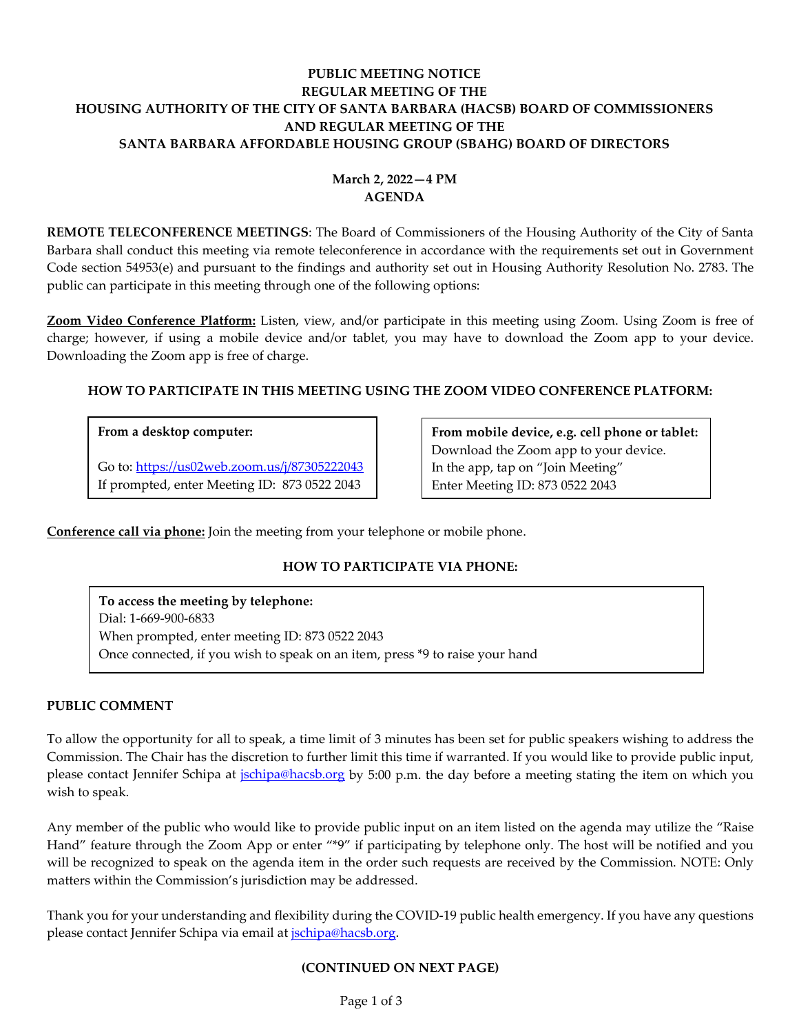# PUBLIC MEETING NOTICE
# REGULAR MEETING OF THE
# HOUSING AUTHORITY OF THE CITY OF SANTA BARBARA (HACSB) BOARD OF COMMISSIONERS
# AND REGULAR MEETING OF THE
# SANTA BARBARA AFFORDABLE HOUSING GROUP (SBAHG) BOARD OF DIRECTORS

**March 2, 2022—4 PM**
**AGENDA**

**REMOTE TELECONFERENCE MEETINGS**: The Board of Commissioners of the Housing Authority of the City of Santa Barbara shall conduct this meeting via remote teleconference in accordance with the requirements set out in Government Code section 54953(e) and pursuant to the findings and authority set out in Housing Authority Resolution No. 2783. The public can participate in this meeting through one of the following options:

**Zoom Video Conference Platform:** Listen, view, and/or participate in this meeting using Zoom. Using Zoom is free of charge; however, if using a mobile device and/or tablet, you may have to download the Zoom app to your device. Downloading the Zoom app is free of charge.

## HOW TO PARTICIPATE IN THIS MEETING USING THE ZOOM VIDEO CONFERENCE PLATFORM:

**From a desktop computer:**

Go to: https://us02web.zoom.us/j/87305222043
If prompted, enter Meeting ID: 873 0522 2043

**From mobile device, e.g. cell phone or tablet:**
Download the Zoom app to your device.
In the app, tap on "Join Meeting"
Enter Meeting ID: 873 0522 2043

**Conference call via phone:** Join the meeting from your telephone or mobile phone.

## HOW TO PARTICIPATE VIA PHONE:

**To access the meeting by telephone:**
Dial: 1-669-900-6833
When prompted, enter meeting ID: 873 0522 2043
Once connected, if you wish to speak on an item, press *9 to raise your hand

## PUBLIC COMMENT

To allow the opportunity for all to speak, a time limit of 3 minutes has been set for public speakers wishing to address the Commission. The Chair has the discretion to further limit this time if warranted. If you would like to provide public input, please contact Jennifer Schipa at jschipa@hacsb.org by 5:00 p.m. the day before a meeting stating the item on which you wish to speak.

Any member of the public who would like to provide public input on an item listed on the agenda may utilize the "Raise Hand" feature through the Zoom App or enter "*9" if participating by telephone only. The host will be notified and you will be recognized to speak on the agenda item in the order such requests are received by the Commission. NOTE: Only matters within the Commission's jurisdiction may be addressed.

Thank you for your understanding and flexibility during the COVID-19 public health emergency. If you have any questions please contact Jennifer Schipa via email at jschipa@hacsb.org.

**(CONTINUED ON NEXT PAGE)**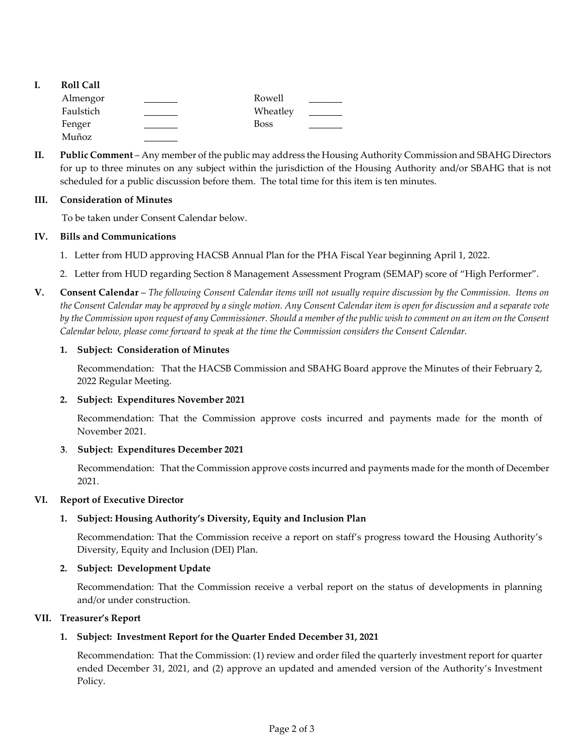## I. Roll Call

| | | | |
|---|---|---|---|
| Almengor | _______ | Rowell | _______ |
| Faulstich | _______ | Wheatley | _______ |
| Fenger | _______ | Boss | _______ |
| Muñoz | _______ | | |

## II. Public Comment

**Public Comment** – Any member of the public may address the Housing Authority Commission and SBAHG Directors for up to three minutes on any subject within the jurisdiction of the Housing Authority and/or SBAHG that is not scheduled for a public discussion before them. The total time for this item is ten minutes.

## III. Consideration of Minutes

To be taken under Consent Calendar below.

## IV. Bills and Communications

1. Letter from HUD approving HACSB Annual Plan for the PHA Fiscal Year beginning April 1, 2022.
2. Letter from HUD regarding Section 8 Management Assessment Program (SEMAP) score of "High Performer".

## V. Consent Calendar

**Consent Calendar** – *The following Consent Calendar items will not usually require discussion by the Commission. Items on the Consent Calendar may be approved by a single motion. Any Consent Calendar item is open for discussion and a separate vote by the Commission upon request of any Commissioner. Should a member of the public wish to comment on an item on the Consent Calendar below, please come forward to speak at the time the Commission considers the Consent Calendar.*

**1. Subject: Consideration of Minutes**

Recommendation: That the HACSB Commission and SBAHG Board approve the Minutes of their February 2, 2022 Regular Meeting.

**2. Subject: Expenditures November 2021**

Recommendation: That the Commission approve costs incurred and payments made for the month of November 2021.

**3. Subject: Expenditures December 2021**

Recommendation: That the Commission approve costs incurred and payments made for the month of December 2021.

## VI. Report of Executive Director

**1. Subject: Housing Authority's Diversity, Equity and Inclusion Plan**

Recommendation: That the Commission receive a report on staff's progress toward the Housing Authority's Diversity, Equity and Inclusion (DEI) Plan.

**2. Subject: Development Update**

Recommendation: That the Commission receive a verbal report on the status of developments in planning and/or under construction.

## VII. Treasurer's Report

**1. Subject: Investment Report for the Quarter Ended December 31, 2021**

Recommendation: That the Commission: (1) review and order filed the quarterly investment report for quarter ended December 31, 2021, and (2) approve an updated and amended version of the Authority's Investment Policy.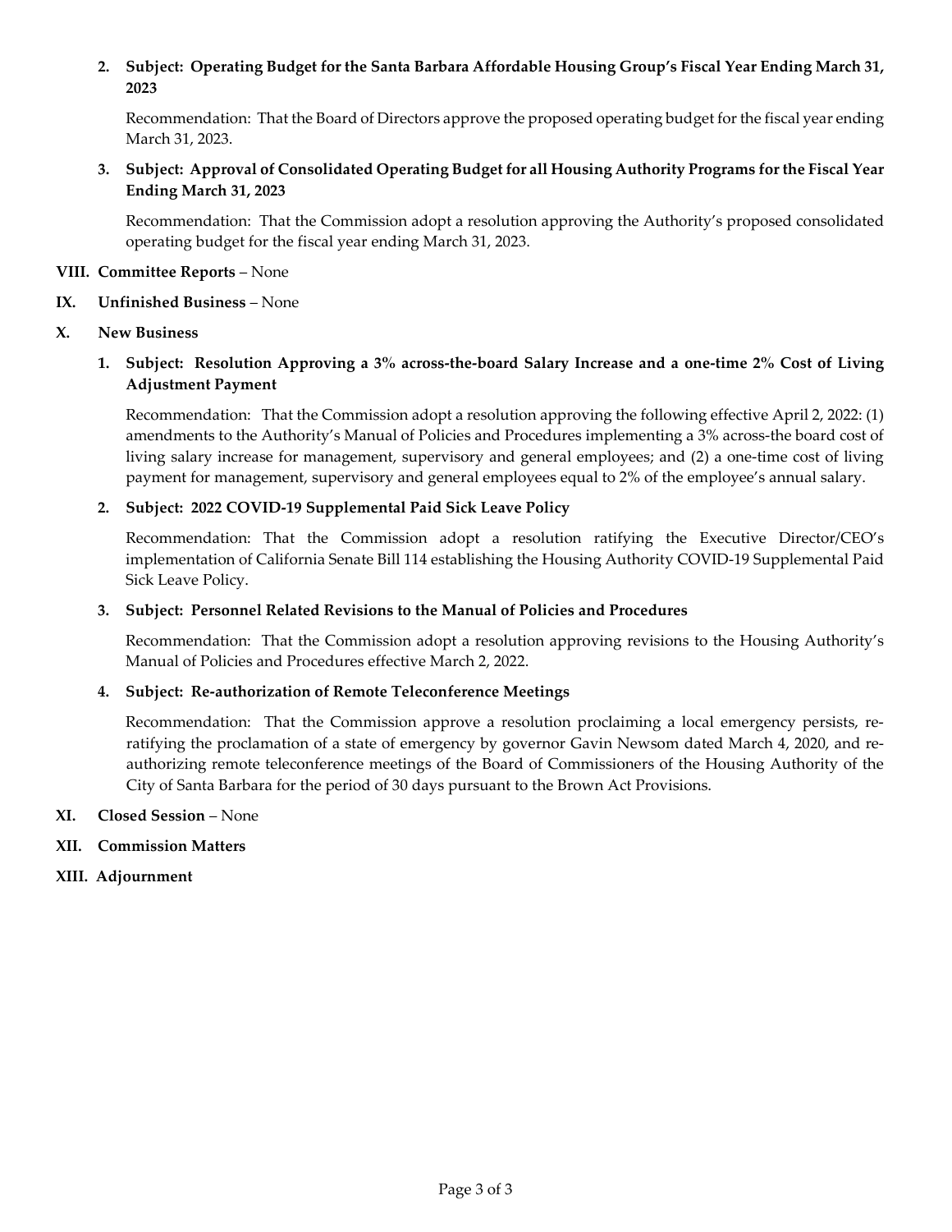2. **Subject: Operating Budget for the Santa Barbara Affordable Housing Group's Fiscal Year Ending March 31, 2023**

   Recommendation: That the Board of Directors approve the proposed operating budget for the fiscal year ending March 31, 2023.

3. **Subject: Approval of Consolidated Operating Budget for all Housing Authority Programs for the Fiscal Year Ending March 31, 2023**

   Recommendation: That the Commission adopt a resolution approving the Authority's proposed consolidated operating budget for the fiscal year ending March 31, 2023.

**VIII. Committee Reports** – None

**IX. Unfinished Business** – None

**X. New Business**

1. **Subject: Resolution Approving a 3% across-the-board Salary Increase and a one-time 2% Cost of Living Adjustment Payment**

   Recommendation: That the Commission adopt a resolution approving the following effective April 2, 2022: (1) amendments to the Authority's Manual of Policies and Procedures implementing a 3% across-the board cost of living salary increase for management, supervisory and general employees; and (2) a one-time cost of living payment for management, supervisory and general employees equal to 2% of the employee's annual salary.

2. **Subject: 2022 COVID-19 Supplemental Paid Sick Leave Policy**

   Recommendation: That the Commission adopt a resolution ratifying the Executive Director/CEO's implementation of California Senate Bill 114 establishing the Housing Authority COVID-19 Supplemental Paid Sick Leave Policy.

3. **Subject: Personnel Related Revisions to the Manual of Policies and Procedures**

   Recommendation: That the Commission adopt a resolution approving revisions to the Housing Authority's Manual of Policies and Procedures effective March 2, 2022.

4. **Subject: Re-authorization of Remote Teleconference Meetings**

   Recommendation: That the Commission approve a resolution proclaiming a local emergency persists, re-ratifying the proclamation of a state of emergency by governor Gavin Newsom dated March 4, 2020, and re-authorizing remote teleconference meetings of the Board of Commissioners of the Housing Authority of the City of Santa Barbara for the period of 30 days pursuant to the Brown Act Provisions.

**XI. Closed Session** – None

**XII. Commission Matters**

**XIII. Adjournment**